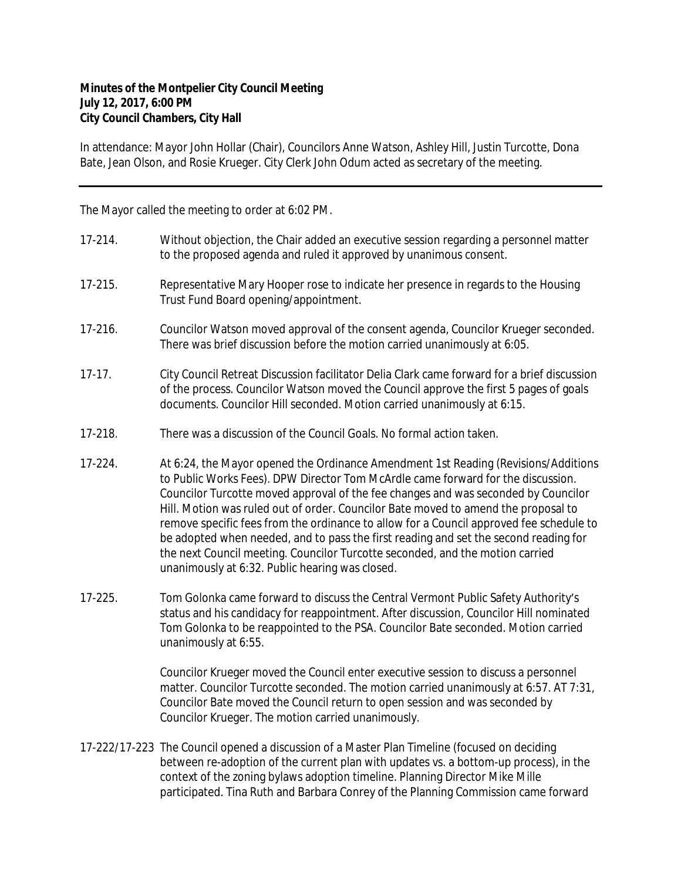**Minutes of the Montpelier City Council Meeting**
**July 12, 2017, 6:00 PM**
**City Council Chambers, City Hall**

In attendance: Mayor John Hollar (Chair), Councilors Anne Watson, Ashley Hill, Justin Turcotte, Dona Bate, Jean Olson, and Rosie Krueger. City Clerk John Odum acted as secretary of the meeting.

---

The Mayor called the meeting to order at 6:02 PM.

17-214. Without objection, the Chair added an executive session regarding a personnel matter to the proposed agenda and ruled it approved by unanimous consent.

17-215. Representative Mary Hooper rose to indicate her presence in regards to the Housing Trust Fund Board opening/appointment.

17-216. Councilor Watson moved approval of the consent agenda, Councilor Krueger seconded. There was brief discussion before the motion carried unanimously at 6:05.

17-17. City Council Retreat Discussion facilitator Delia Clark came forward for a brief discussion of the process. Councilor Watson moved the Council approve the first 5 pages of goals documents. Councilor Hill seconded. Motion carried unanimously at 6:15.

17-218. There was a discussion of the Council Goals. No formal action taken.

17-224. At 6:24, the Mayor opened the Ordinance Amendment 1st Reading (Revisions/Additions to Public Works Fees). DPW Director Tom McArdle came forward for the discussion. Councilor Turcotte moved approval of the fee changes and was seconded by Councilor Hill. Motion was ruled out of order. Councilor Bate moved to amend the proposal to remove specific fees from the ordinance to allow for a Council approved fee schedule to be adopted when needed, and to pass the first reading and set the second reading for the next Council meeting. Councilor Turcotte seconded, and the motion carried unanimously at 6:32. Public hearing was closed.

17-225. Tom Golonka came forward to discuss the Central Vermont Public Safety Authority's status and his candidacy for reappointment. After discussion, Councilor Hill nominated Tom Golonka to be reappointed to the PSA. Councilor Bate seconded. Motion carried unanimously at 6:55.

Councilor Krueger moved the Council enter executive session to discuss a personnel matter. Councilor Turcotte seconded. The motion carried unanimously at 6:57. AT 7:31, Councilor Bate moved the Council return to open session and was seconded by Councilor Krueger. The motion carried unanimously.

17-222/17-223 The Council opened a discussion of a Master Plan Timeline (focused on deciding between re-adoption of the current plan with updates vs. a bottom-up process), in the context of the zoning bylaws adoption timeline. Planning Director Mike Mille participated. Tina Ruth and Barbara Conrey of the Planning Commission came forward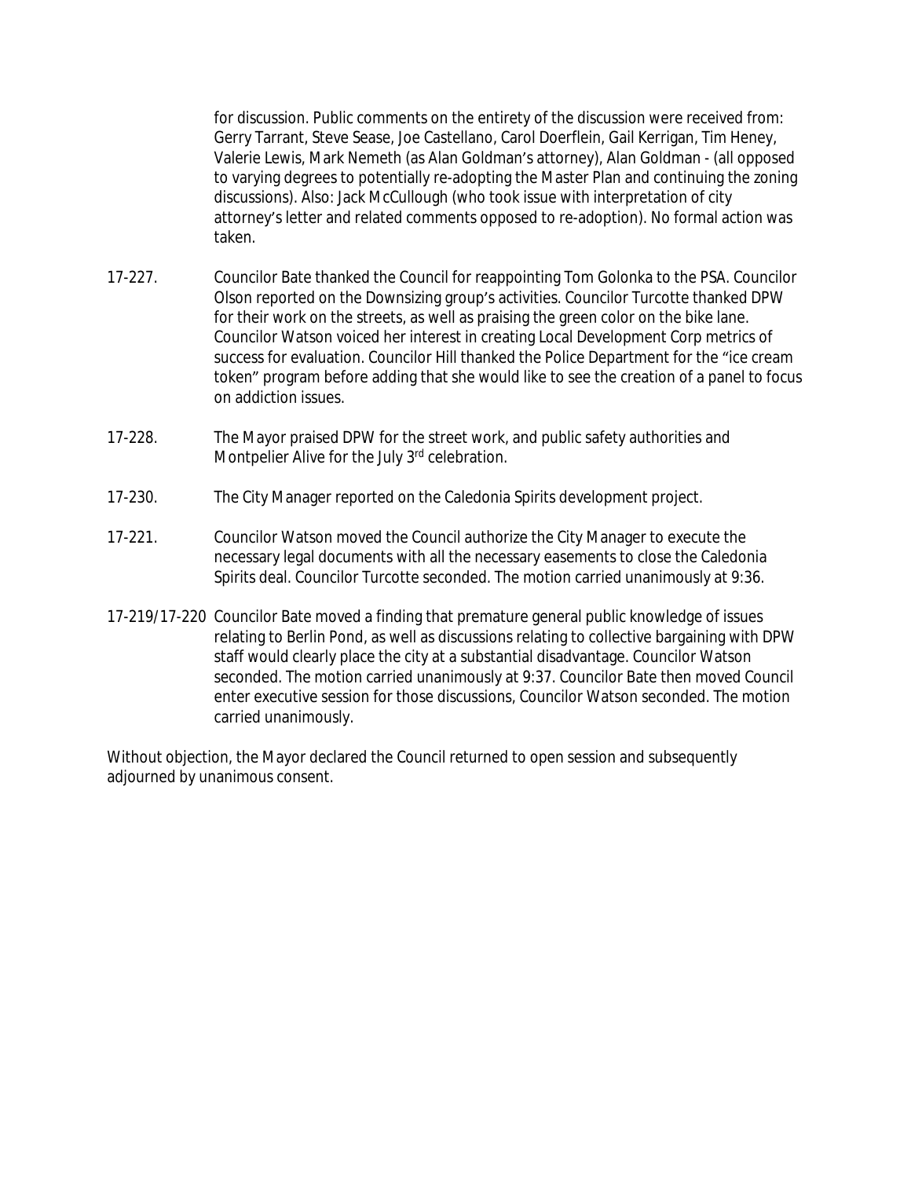for discussion. Public comments on the entirety of the discussion were received from: Gerry Tarrant, Steve Sease, Joe Castellano, Carol Doerflein, Gail Kerrigan, Tim Heney, Valerie Lewis, Mark Nemeth (as Alan Goldman's attorney), Alan Goldman - (all opposed to varying degrees to potentially re-adopting the Master Plan and continuing the zoning discussions). Also: Jack McCullough (who took issue with interpretation of city attorney's letter and related comments opposed to re-adoption). No formal action was taken.

17-227. Councilor Bate thanked the Council for reappointing Tom Golonka to the PSA. Councilor Olson reported on the Downsizing group's activities. Councilor Turcotte thanked DPW for their work on the streets, as well as praising the green color on the bike lane. Councilor Watson voiced her interest in creating Local Development Corp metrics of success for evaluation. Councilor Hill thanked the Police Department for the "ice cream token" program before adding that she would like to see the creation of a panel to focus on addiction issues.

17-228. The Mayor praised DPW for the street work, and public safety authorities and Montpelier Alive for the July 3rd celebration.

17-230. The City Manager reported on the Caledonia Spirits development project.

17-221. Councilor Watson moved the Council authorize the City Manager to execute the necessary legal documents with all the necessary easements to close the Caledonia Spirits deal. Councilor Turcotte seconded. The motion carried unanimously at 9:36.

17-219/17-220 Councilor Bate moved a finding that premature general public knowledge of issues relating to Berlin Pond, as well as discussions relating to collective bargaining with DPW staff would clearly place the city at a substantial disadvantage. Councilor Watson seconded. The motion carried unanimously at 9:37. Councilor Bate then moved Council enter executive session for those discussions, Councilor Watson seconded. The motion carried unanimously.

Without objection, the Mayor declared the Council returned to open session and subsequently adjourned by unanimous consent.